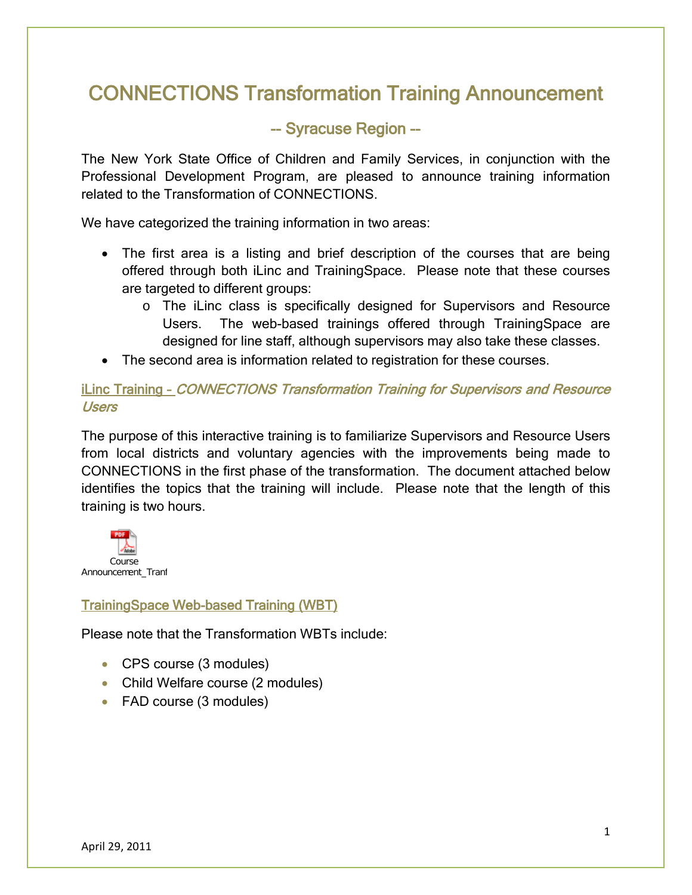# CONNECTIONS Transformation Training Announcement

## -- Syracuse Region --

The New York State Office of Children and Family Services, in conjunction with the Professional Development Program, are pleased to announce training information related to the Transformation of CONNECTIONS.

We have categorized the training information in two areas:

- The first area is a listing and brief description of the courses that are being offered through both iLinc and TrainingSpace. Please note that these courses are targeted to different groups:
  - The iLinc class is specifically designed for Supervisors and Resource Users. The web-based trainings offered through TrainingSpace are designed for line staff, although supervisors may also take these classes.
- The second area is information related to registration for these courses.

### iLinc Training - *CONNECTIONS Transformation Training for Supervisors and Resource Users*

The purpose of this interactive training is to familiarize Supervisors and Resource Users from local districts and voluntary agencies with the improvements being made to CONNECTIONS in the first phase of the transformation. The document attached below identifies the topics that the training will include. Please note that the length of this training is two hours.

Course Announcement_Tranf

### TrainingSpace Web-based Training (WBT)

Please note that the Transformation WBTs include:

- CPS course (3 modules)
- Child Welfare course (2 modules)
- FAD course (3 modules)

April 29, 2011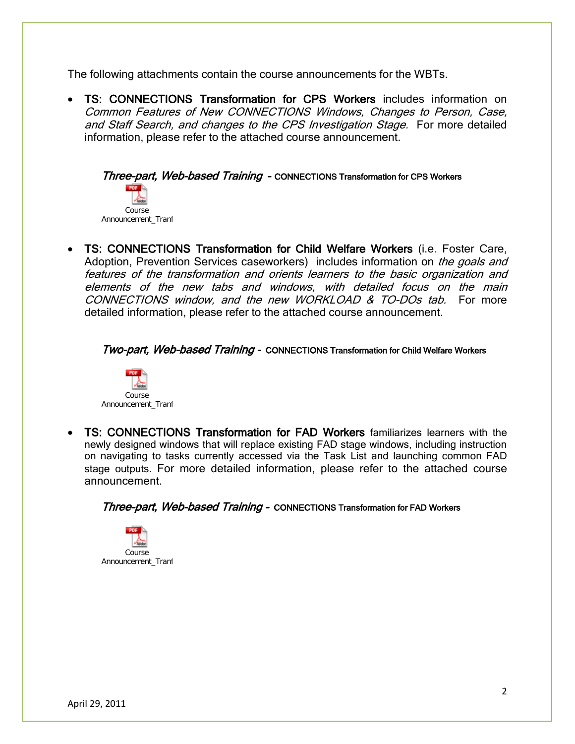The following attachments contain the course announcements for the WBTs.

- **TS: CONNECTIONS Transformation for CPS Workers** includes information on *Common Features of New CONNECTIONS Windows, Changes to Person, Case, and Staff Search, and changes to the CPS Investigation Stage.* For more detailed information, please refer to the attached course announcement.

  ***Three-part, Web-based Training*** **- CONNECTIONS Transformation for CPS Workers**

  Course Announcement_Tranl

- **TS: CONNECTIONS Transformation for Child Welfare Workers** (i.e. Foster Care, Adoption, Prevention Services caseworkers) includes information on *the goals and features of the transformation and orients learners to the basic organization and elements of the new tabs and windows, with detailed focus on the main CONNECTIONS window, and the new WORKLOAD & TO-DOs tab.* For more detailed information, please refer to the attached course announcement.

  ***Two-part, Web-based Training -*** **CONNECTIONS Transformation for Child Welfare Workers**

  Course Announcement_Tranl

- **TS: CONNECTIONS Transformation for FAD Workers** familiarizes learners with the newly designed windows that will replace existing FAD stage windows, including instruction on navigating to tasks currently accessed via the Task List and launching common FAD stage outputs. For more detailed information, please refer to the attached course announcement.

  ***Three-part, Web-based Training -*** **CONNECTIONS Transformation for FAD Workers**

  Course Announcement_Tranl

April 29, 2011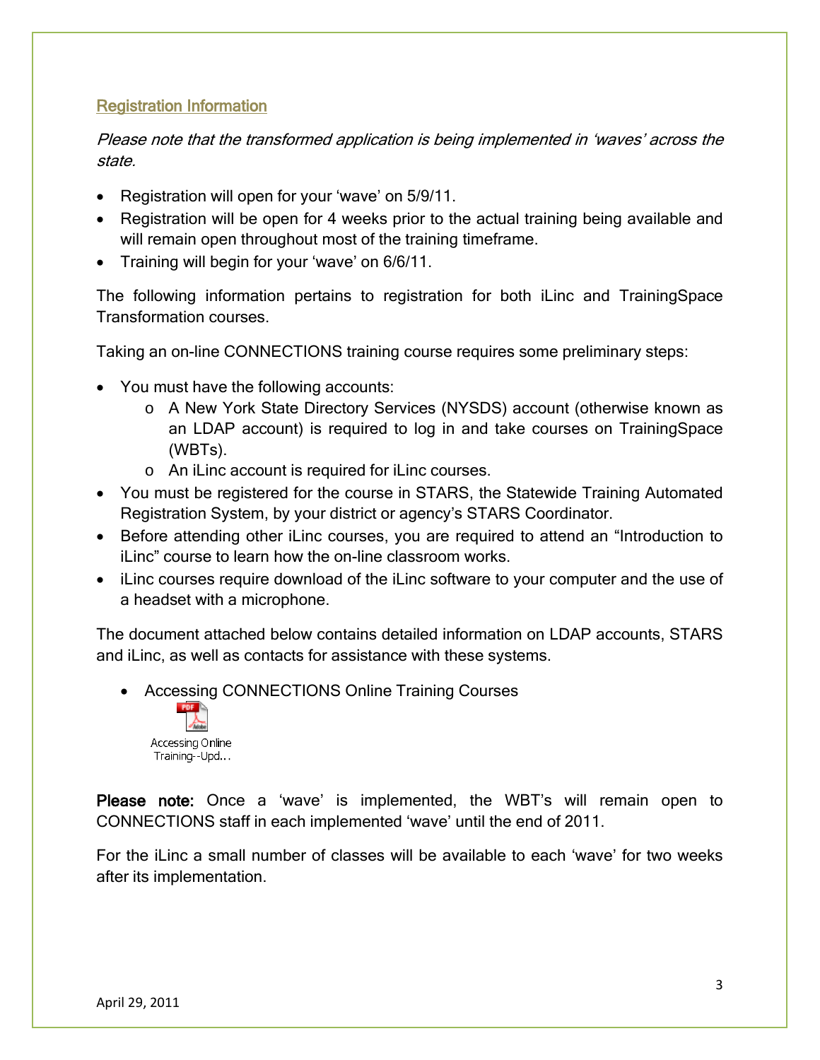## Registration Information

*Please note that the transformed application is being implemented in 'waves' across the state.*

- Registration will open for your 'wave' on 5/9/11.
- Registration will be open for 4 weeks prior to the actual training being available and will remain open throughout most of the training timeframe.
- Training will begin for your 'wave' on 6/6/11.

The following information pertains to registration for both iLinc and TrainingSpace Transformation courses.

Taking an on-line CONNECTIONS training course requires some preliminary steps:

- You must have the following accounts:
  - A New York State Directory Services (NYSDS) account (otherwise known as an LDAP account) is required to log in and take courses on TrainingSpace (WBTs).
  - An iLinc account is required for iLinc courses.
- You must be registered for the course in STARS, the Statewide Training Automated Registration System, by your district or agency's STARS Coordinator.
- Before attending other iLinc courses, you are required to attend an "Introduction to iLinc" course to learn how the on-line classroom works.
- iLinc courses require download of the iLinc software to your computer and the use of a headset with a microphone.

The document attached below contains detailed information on LDAP accounts, STARS and iLinc, as well as contacts for assistance with these systems.

- Accessing CONNECTIONS Online Training Courses

  Accessing Online Training--Upd...

**Please note:** Once a 'wave' is implemented, the WBT's will remain open to CONNECTIONS staff in each implemented 'wave' until the end of 2011.

For the iLinc a small number of classes will be available to each 'wave' for two weeks after its implementation.

April 29, 2011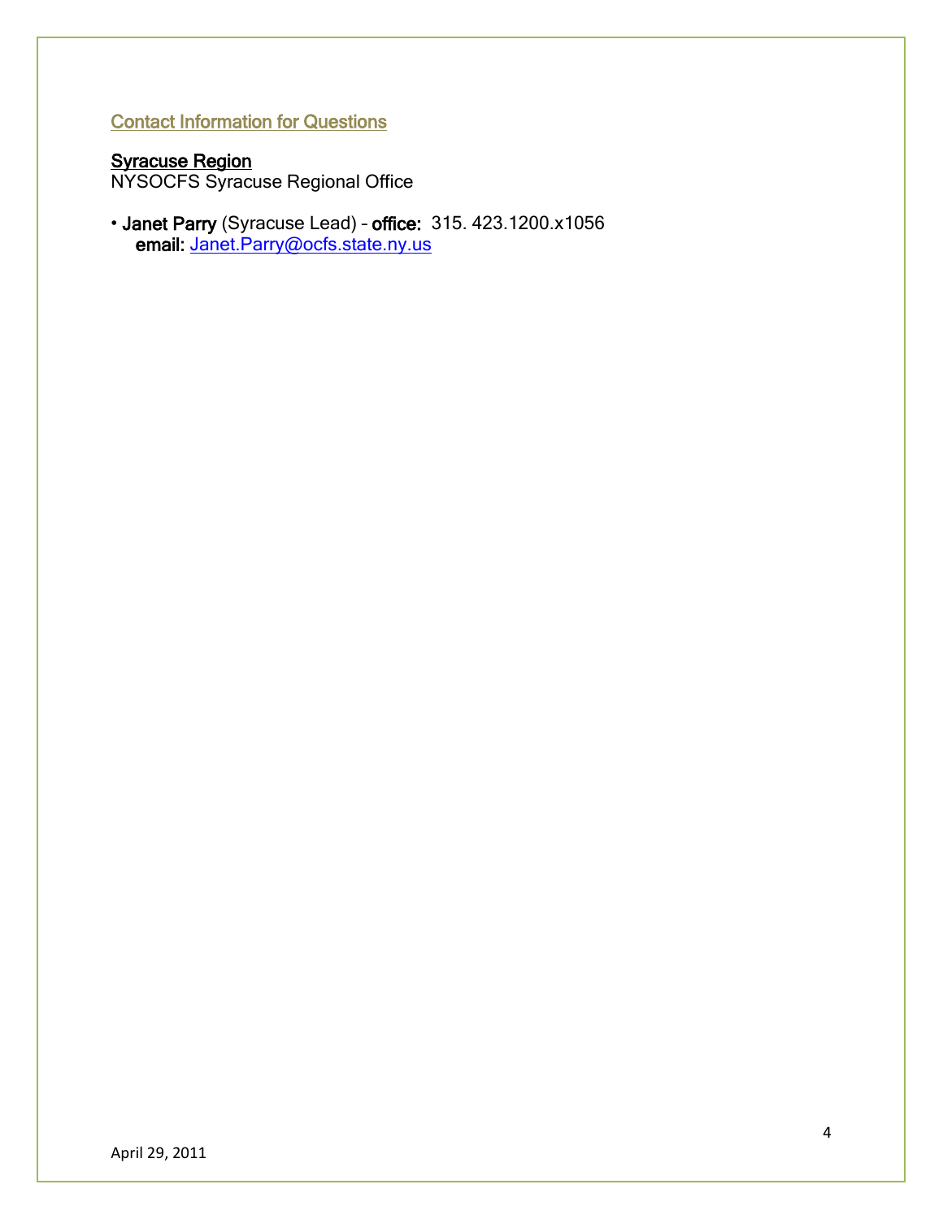## Contact Information for Questions

**Syracuse Region**
NYSOCFS Syracuse Regional Office

- **Janet Parry** (Syracuse Lead) – **office:** 315. 423.1200.x1056
  **email:** Janet.Parry@ocfs.state.ny.us

April 29, 2011